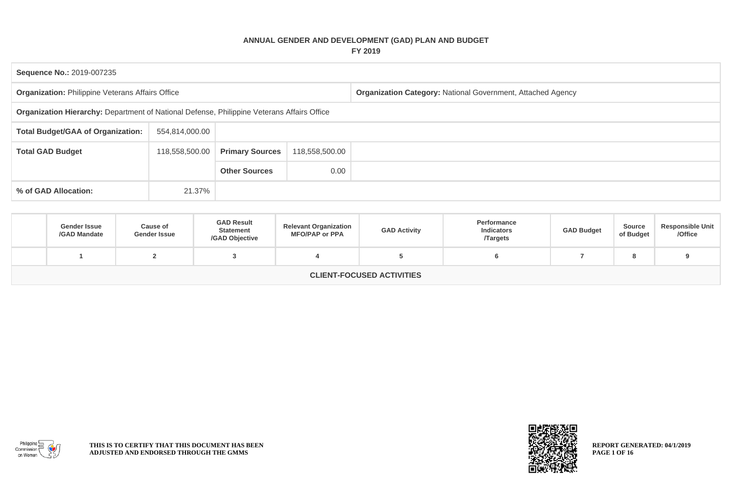# ANNUAL GENDER AND DEVELOPMENT (GAD) PLAN AND BUDGET
## FY 2019

| | | | | |
|---|---|---|---|---|
| **Sequence No.:** 2019-007235 | | | | |
| **Organization:** Philippine Veterans Affairs Office | | | | **Organization Category:** National Government, Attached Agency |
| **Organization Hierarchy:** Department of National Defense, Philippine Veterans Affairs Office | | | | |
| **Total Budget/GAA of Organization:** | 554,814,000.00 | | | |
| **Total GAD Budget** | 118,558,500.00 | **Primary Sources** | 118,558,500.00 | |
| | | **Other Sources** | 0.00 | |
| **% of GAD Allocation:** | 21.37% | | | |

| | Gender Issue /GAD Mandate | Cause of Gender Issue | GAD Result Statement /GAD Objective | Relevant Organization MFO/PAP or PPA | GAD Activity | Performance Indicators /Targets | GAD Budget | Source of Budget | Responsible Unit /Office |
|---|---|---|---|---|---|---|---|---|---|
| | 1 | 2 | 3 | 4 | 5 | 6 | 7 | 8 | 9 |
| **CLIENT-FOCUSED ACTIVITIES** | | | | | | | | | |

THIS IS TO CERTIFY THAT THIS DOCUMENT HAS BEEN ADJUSTED AND ENDORSED THROUGH THE GMMS

REPORT GENERATED: 04/1/2019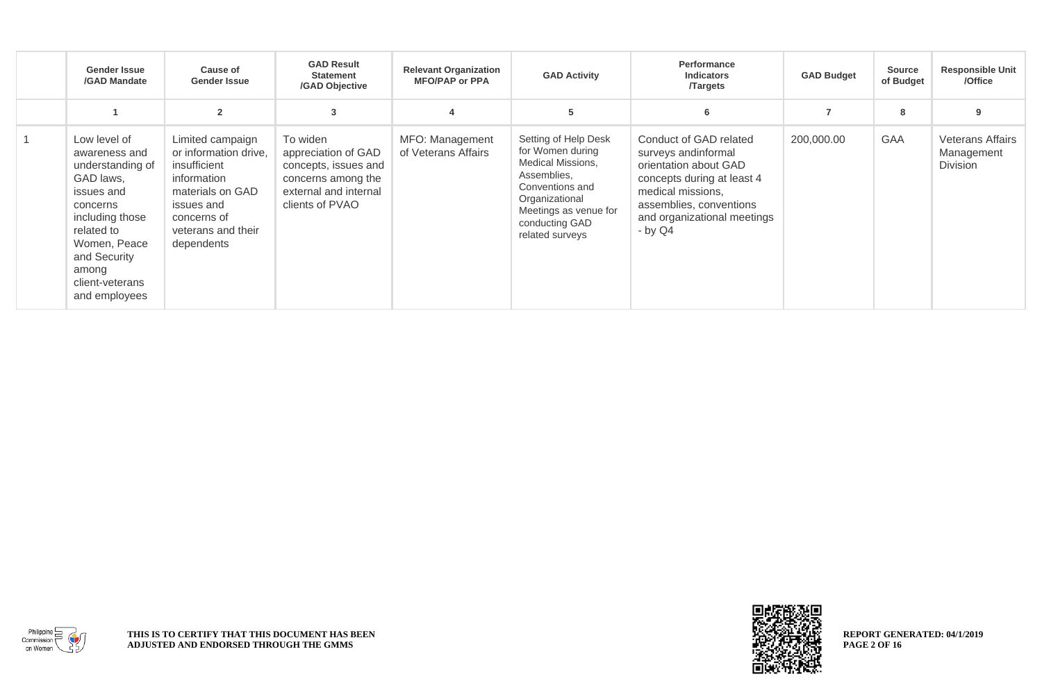| | Gender Issue /GAD Mandate | Cause of Gender Issue | GAD Result Statement /GAD Objective | Relevant Organization MFO/PAP or PPA | GAD Activity | Performance Indicators /Targets | GAD Budget | Source of Budget | Responsible Unit /Office |
|---|---|---|---|---|---|---|---|---|---|
| | 1 | 2 | 3 | 4 | 5 | 6 | 7 | 8 | 9 |
| 1 | Low level of awareness and understanding of GAD laws, issues and concerns including those related to Women, Peace and Security among client-veterans and employees | Limited campaign or information drive, insufficient information materials on GAD issues and concerns of veterans and their dependents | To widen appreciation of GAD concepts, issues and concerns among the external and internal clients of PVAO | MFO: Management of Veterans Affairs | Setting of Help Desk for Women during Medical Missions, Assemblies, Conventions and Organizational Meetings as venue for conducting GAD related surveys | Conduct of GAD related surveys andinformal orientation about GAD concepts during at least 4 medical missions, assemblies, conventions and organizational meetings - by Q4 | 200,000.00 | GAA | Veterans Affairs Management Division |

THIS IS TO CERTIFY THAT THIS DOCUMENT HAS BEEN ADJUSTED AND ENDORSED THROUGH THE GMMS

REPORT GENERATED: 04/1/2019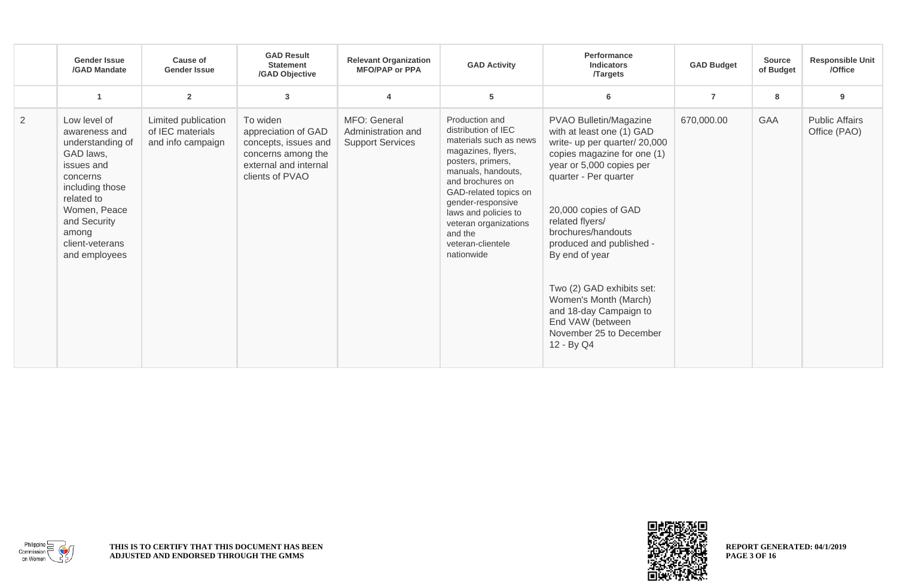| | Gender Issue /GAD Mandate | Cause of Gender Issue | GAD Result Statement /GAD Objective | Relevant Organization MFO/PAP or PPA | GAD Activity | Performance Indicators /Targets | GAD Budget | Source of Budget | Responsible Unit /Office |
|---|---|---|---|---|---|---|---|---|---|
| | 1 | 2 | 3 | 4 | 5 | 6 | 7 | 8 | 9 |
| 2 | Low level of awareness and understanding of GAD laws, issues and concerns including those related to Women, Peace and Security among client-veterans and employees | Limited publication of IEC materials and info campaign | To widen appreciation of GAD concepts, issues and concerns among the external and internal clients of PVAO | MFO: General Administration and Support Services | Production and distribution of IEC materials such as news magazines, flyers, posters, primers, manuals, handouts, and brochures on GAD-related topics on gender-responsive laws and policies to veteran organizations and the veteran-clientele nationwide | PVAO Bulletin/Magazine with at least one (1) GAD write- up per quarter/ 20,000 copies magazine for one (1) year or 5,000 copies per quarter - Per quarter<br><br>20,000 copies of GAD related flyers/ brochures/handouts produced and published - By end of year<br><br>Two (2) GAD exhibits set: Women's Month (March) and 18-day Campaign to End VAW (between November 25 to December 12 - By Q4 | 670,000.00 | GAA | Public Affairs Office (PAO) |

THIS IS TO CERTIFY THAT THIS DOCUMENT HAS BEEN ADJUSTED AND ENDORSED THROUGH THE GMMS

REPORT GENERATED: 04/1/2019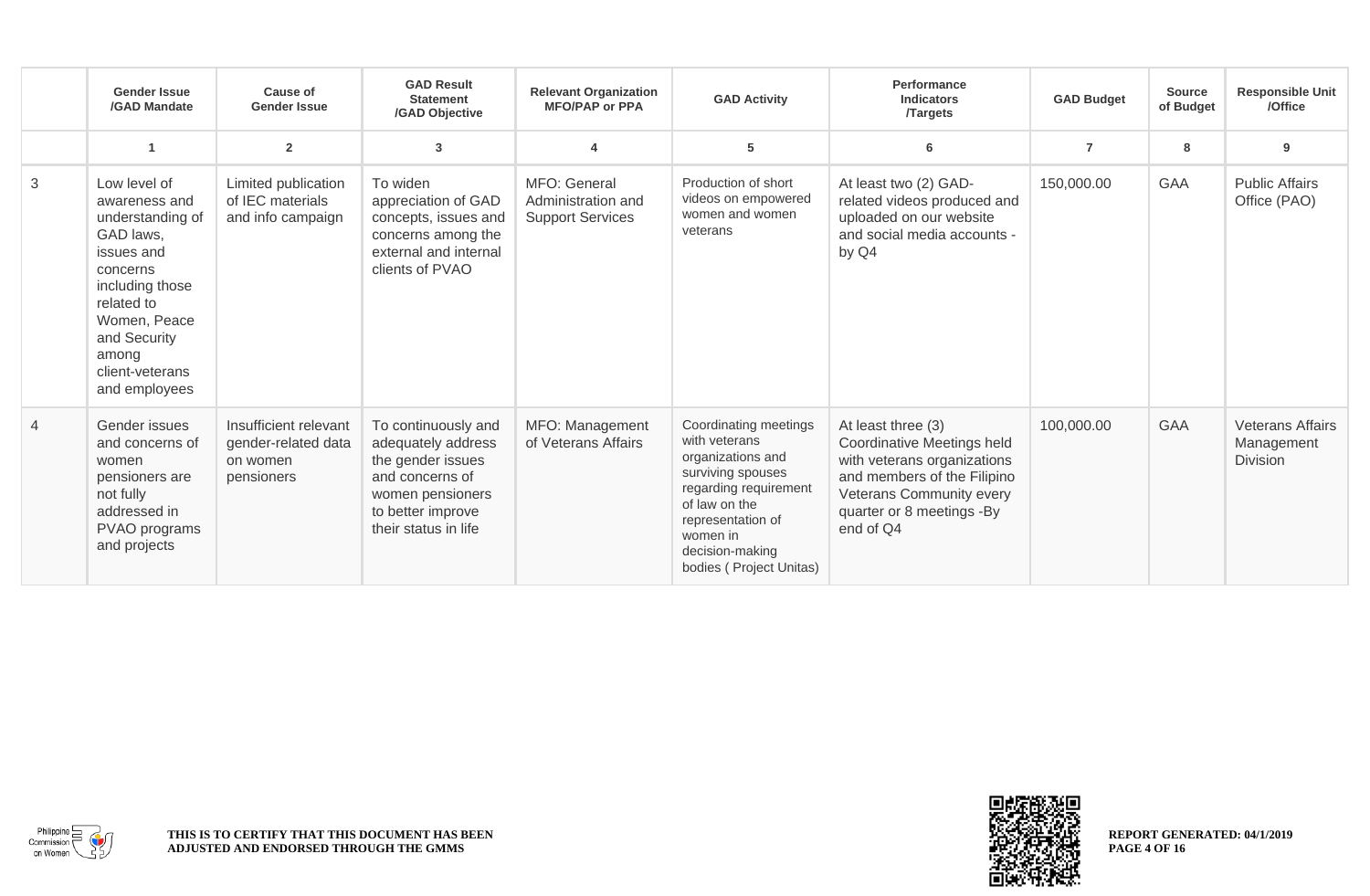| | Gender Issue /GAD Mandate | Cause of Gender Issue | GAD Result Statement /GAD Objective | Relevant Organization MFO/PAP or PPA | GAD Activity | Performance Indicators /Targets | GAD Budget | Source of Budget | Responsible Unit /Office |
|---|---|---|---|---|---|---|---|---|---|
| | 1 | 2 | 3 | 4 | 5 | 6 | 7 | 8 | 9 |
| 3 | Low level of awareness and understanding of GAD laws, issues and concerns including those related to Women, Peace and Security among client-veterans and employees | Limited publication of IEC materials and info campaign | To widen appreciation of GAD concepts, issues and concerns among the external and internal clients of PVAO | MFO: General Administration and Support Services | Production of short videos on empowered women and women veterans | At least two (2) GAD-related videos produced and uploaded on our website and social media accounts - by Q4 | 150,000.00 | GAA | Public Affairs Office (PAO) |
| 4 | Gender issues and concerns of women pensioners are not fully addressed in PVAO programs and projects | Insufficient relevant gender-related data on women pensioners | To continuously and adequately address the gender issues and concerns of women pensioners to better improve their status in life | MFO: Management of Veterans Affairs | Coordinating meetings with veterans organizations and surviving spouses regarding requirement of law on the representation of women in decision-making bodies ( Project Unitas) | At least three (3) Coordinative Meetings held with veterans organizations and members of the Filipino Veterans Community every quarter or 8 meetings -By end of Q4 | 100,000.00 | GAA | Veterans Affairs Management Division |

THIS IS TO CERTIFY THAT THIS DOCUMENT HAS BEEN ADJUSTED AND ENDORSED THROUGH THE GMMS

REPORT GENERATED: 04/1/2019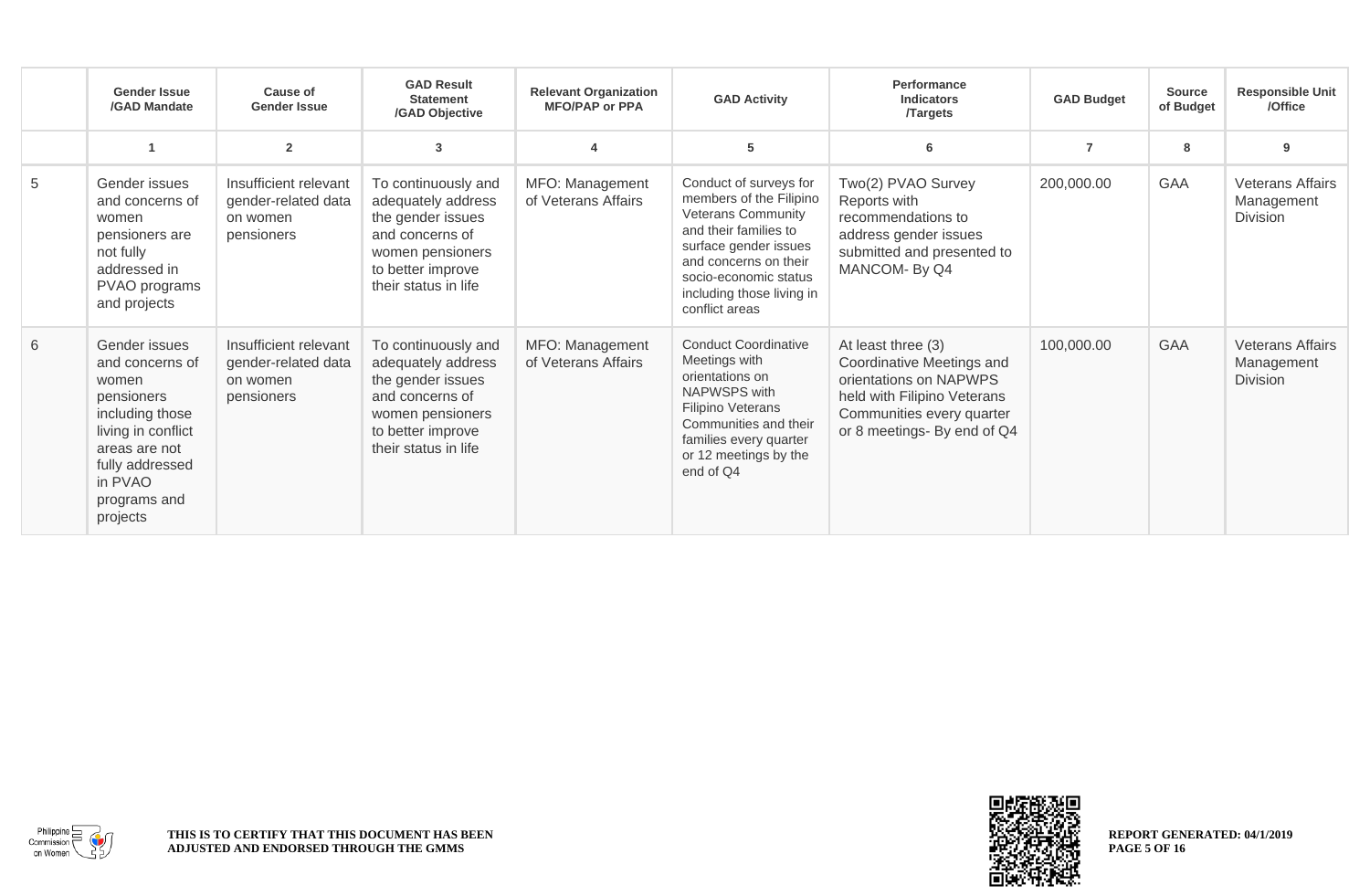| | Gender Issue /GAD Mandate | Cause of Gender Issue | GAD Result Statement /GAD Objective | Relevant Organization MFO/PAP or PPA | GAD Activity | Performance Indicators /Targets | GAD Budget | Source of Budget | Responsible Unit /Office |
|---|---|---|---|---|---|---|---|---|---|
| | 1 | 2 | 3 | 4 | 5 | 6 | 7 | 8 | 9 |
| 5 | Gender issues and concerns of women pensioners are not fully addressed in PVAO programs and projects | Insufficient relevant gender-related data on women pensioners | To continuously and adequately address the gender issues and concerns of women pensioners to better improve their status in life | MFO: Management of Veterans Affairs | Conduct of surveys for members of the Filipino Veterans Community and their families to surface gender issues and concerns on their socio-economic status including those living in conflict areas | Two(2) PVAO Survey Reports with recommendations to address gender issues submitted and presented to MANCOM- By Q4 | 200,000.00 | GAA | Veterans Affairs Management Division |
| 6 | Gender issues and concerns of women pensioners including those living in conflict areas are not fully addressed in PVAO programs and projects | Insufficient relevant gender-related data on women pensioners | To continuously and adequately address the gender issues and concerns of women pensioners to better improve their status in life | MFO: Management of Veterans Affairs | Conduct Coordinative Meetings with orientations on NAPWSPS with Filipino Veterans Communities and their families every quarter or 12 meetings by the end of Q4 | At least three (3) Coordinative Meetings and orientations on NAPWPS held with Filipino Veterans Communities every quarter or 8 meetings- By end of Q4 | 100,000.00 | GAA | Veterans Affairs Management Division |

THIS IS TO CERTIFY THAT THIS DOCUMENT HAS BEEN ADJUSTED AND ENDORSED THROUGH THE GMMS

REPORT GENERATED: 04/1/2019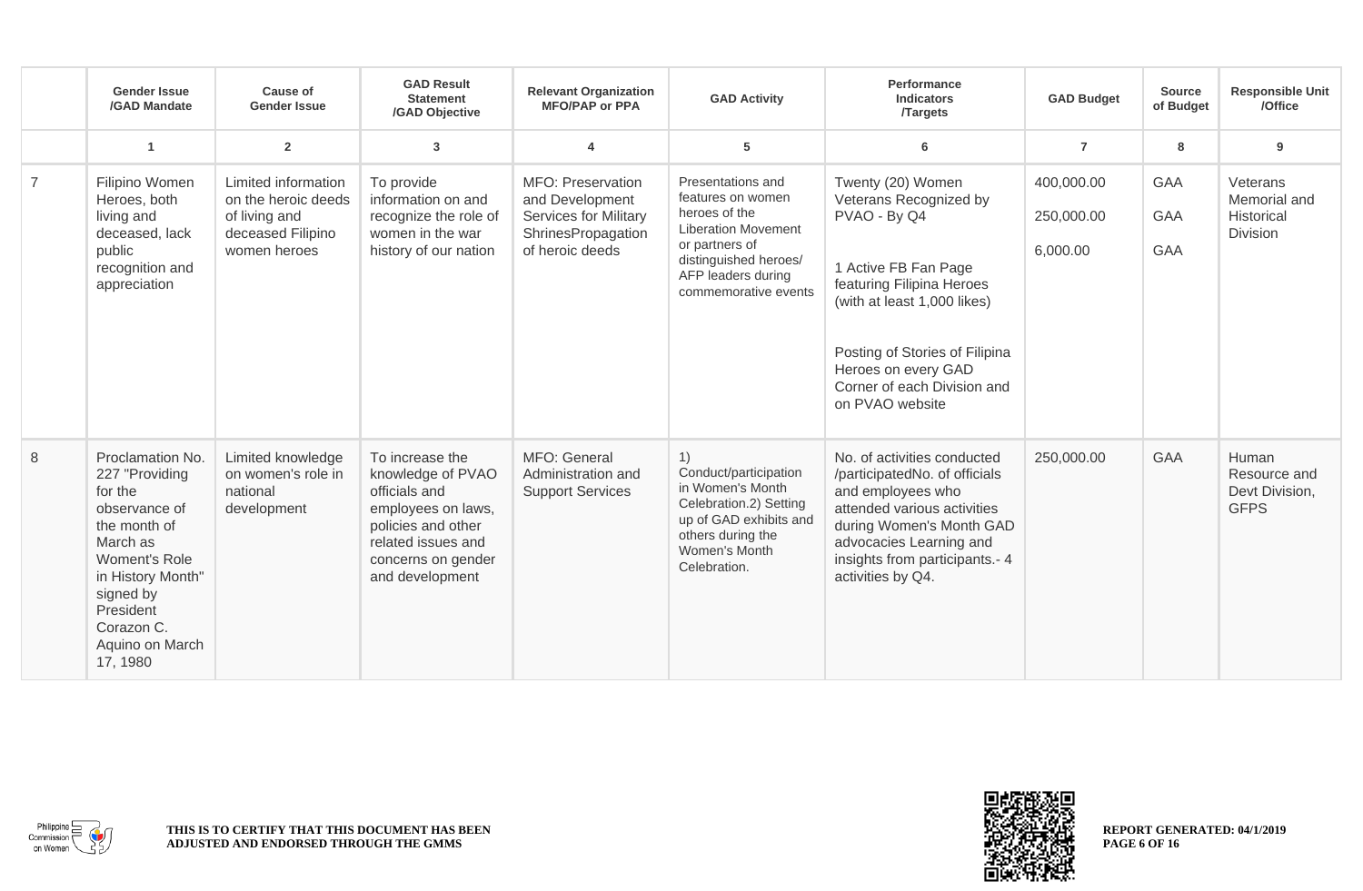| | Gender Issue /GAD Mandate | Cause of Gender Issue | GAD Result Statement /GAD Objective | Relevant Organization MFO/PAP or PPA | GAD Activity | Performance Indicators /Targets | GAD Budget | Source of Budget | Responsible Unit /Office |
|---|---|---|---|---|---|---|---|---|---|
| | 1 | 2 | 3 | 4 | 5 | 6 | 7 | 8 | 9 |
| 7 | Filipino Women Heroes, both living and deceased, lack public recognition and appreciation | Limited information on the heroic deeds of living and deceased Filipino women heroes | To provide information on and recognize the role of women in the war history of our nation | MFO: Preservation and Development Services for Military ShrinesPropagation of heroic deeds | Presentations and features on women heroes of the Liberation Movement or partners of distinguished heroes/ AFP leaders during commemorative events | Twenty (20) Women Veterans Recognized by PVAO - By Q4<br><br>1 Active FB Fan Page featuring Filipina Heroes (with at least 1,000 likes)<br><br>Posting of Stories of Filipina Heroes on every GAD Corner of each Division and on PVAO website | 400,000.00<br>250,000.00<br>6,000.00 | GAA<br>GAA<br>GAA | Veterans Memorial and Historical Division |
| 8 | Proclamation No. 227 "Providing for the observance of the month of March as Woment's Role in History Month" signed by President Corazon C. Aquino on March 17, 1980 | Limited knowledge on women's role in national development | To increase the knowledge of PVAO officials and employees on laws, policies and other related issues and concerns on gender and development | MFO: General Administration and Support Services | 1) Conduct/participation in Women's Month Celebration.2) Setting up of GAD exhibits and others during the Women's Month Celebration. | No. of activities conducted /participatedNo. of officials and employees who attended various activities during Women's Month GAD advocacies Learning and insights from participants.- 4 activities by Q4. | 250,000.00 | GAA | Human Resource and Devt Division, GFPS |

**THIS IS TO CERTIFY THAT THIS DOCUMENT HAS BEEN ADJUSTED AND ENDORSED THROUGH THE GMMS**

**REPORT GENERATED: 04/1/2019**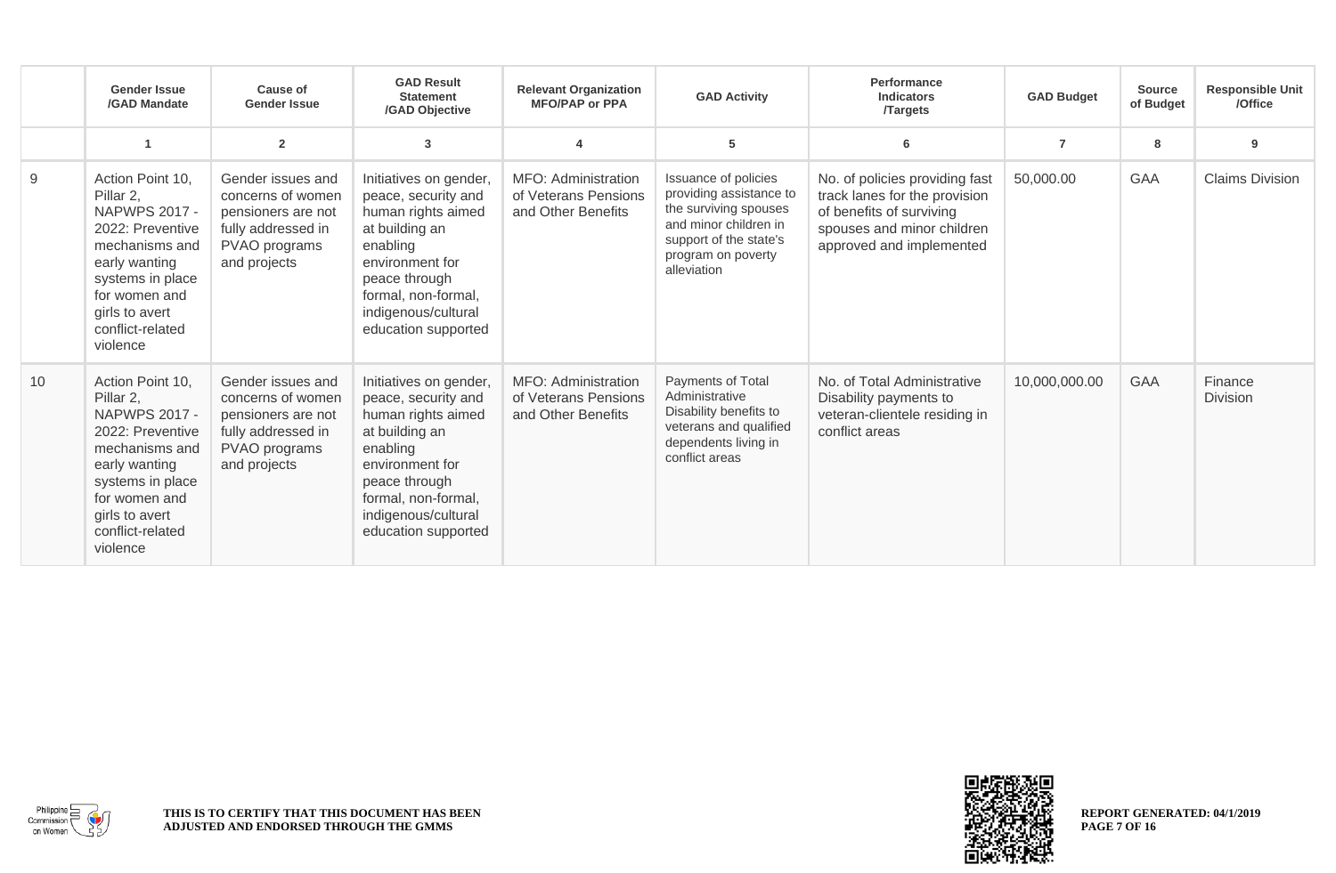| | Gender Issue /GAD Mandate | Cause of Gender Issue | GAD Result Statement /GAD Objective | Relevant Organization MFO/PAP or PPA | GAD Activity | Performance Indicators /Targets | GAD Budget | Source of Budget | Responsible Unit /Office |
|---|---|---|---|---|---|---|---|---|---|
| | 1 | 2 | 3 | 4 | 5 | 6 | 7 | 8 | 9 |
| 9 | Action Point 10, Pillar 2, NAPWPS 2017 - 2022: Preventive mechanisms and early wanting systems in place for women and girls to avert conflict-related violence | Gender issues and concerns of women pensioners are not fully addressed in PVAO programs and projects | Initiatives on gender, peace, security and human rights aimed at building an enabling environment for peace through formal, non-formal, indigenous/cultural education supported | MFO: Administration of Veterans Pensions and Other Benefits | Issuance of policies providing assistance to the surviving spouses and minor children in support of the state's program on poverty alleviation | No. of policies providing fast track lanes for the provision of benefits of surviving spouses and minor children approved and implemented | 50,000.00 | GAA | Claims Division |
| 10 | Action Point 10, Pillar 2, NAPWPS 2017 - 2022: Preventive mechanisms and early wanting systems in place for women and girls to avert conflict-related violence | Gender issues and concerns of women pensioners are not fully addressed in PVAO programs and projects | Initiatives on gender, peace, security and human rights aimed at building an enabling environment for peace through formal, non-formal, indigenous/cultural education supported | MFO: Administration of Veterans Pensions and Other Benefits | Payments of Total Administrative Disability benefits to veterans and qualified dependents living in conflict areas | No. of Total Administrative Disability payments to veteran-clientele residing in conflict areas | 10,000,000.00 | GAA | Finance Division |

**THIS IS TO CERTIFY THAT THIS DOCUMENT HAS BEEN ADJUSTED AND ENDORSED THROUGH THE GMMS**

**REPORT GENERATED: 04/1/2019**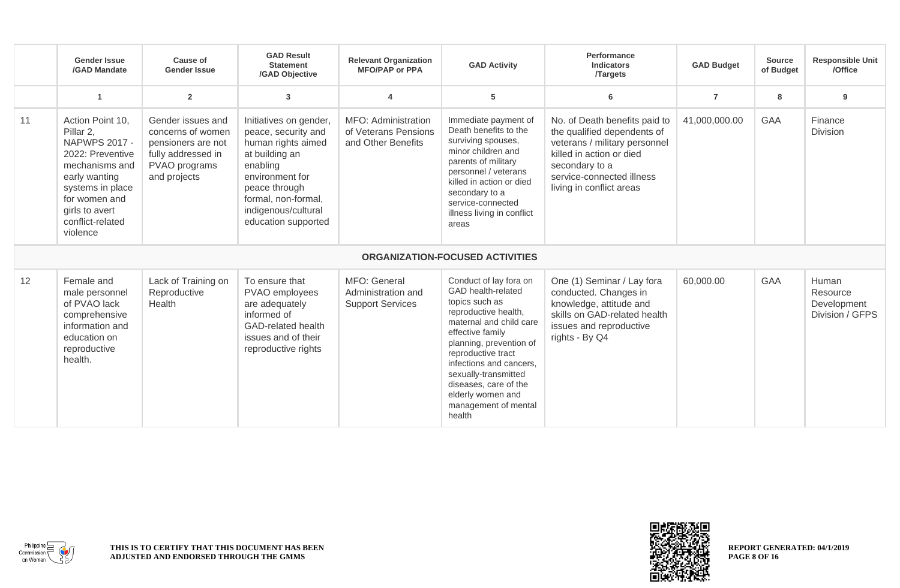| | Gender Issue /GAD Mandate | Cause of Gender Issue | GAD Result Statement /GAD Objective | Relevant Organization MFO/PAP or PPA | GAD Activity | Performance Indicators /Targets | GAD Budget | Source of Budget | Responsible Unit /Office |
|---|---|---|---|---|---|---|---|---|---|
| | 1 | 2 | 3 | 4 | 5 | 6 | 7 | 8 | 9 |
| 11 | Action Point 10, Pillar 2, NAPWPS 2017 - 2022: Preventive mechanisms and early wanting systems in place for women and girls to avert conflict-related violence | Gender issues and concerns of women pensioners are not fully addressed in PVAO programs and projects | Initiatives on gender, peace, security and human rights aimed at building an enabling environment for peace through formal, non-formal, indigenous/cultural education supported | MFO: Administration of Veterans Pensions and Other Benefits | Immediate payment of Death benefits to the surviving spouses, minor children and parents of military personnel / veterans killed in action or died secondary to a service-connected illness living in conflict areas | No. of Death benefits paid to the qualified dependents of veterans / military personnel killed in action or died secondary to a service-connected illness living in conflict areas | 41,000,000.00 | GAA | Finance Division |
| | **ORGANIZATION-FOCUSED ACTIVITIES** | | | | | | | | |
| 12 | Female and male personnel of PVAO lack comprehensive information and education on reproductive health. | Lack of Training on Reproductive Health | To ensure that PVAO employees are adequately informed of GAD-related health issues and of their reproductive rights | MFO: General Administration and Support Services | Conduct of lay fora on GAD health-related topics such as reproductive health, maternal and child care effective family planning, prevention of reproductive tract infections and cancers, sexually-transmitted diseases, care of the elderly women and management of mental health | One (1) Seminar / Lay fora conducted. Changes in knowledge, attitude and skills on GAD-related health issues and reproductive rights - By Q4 | 60,000.00 | GAA | Human Resource Development Division / GFPS |

**THIS IS TO CERTIFY THAT THIS DOCUMENT HAS BEEN ADJUSTED AND ENDORSED THROUGH THE GMMS**

**REPORT GENERATED: 04/1/2019**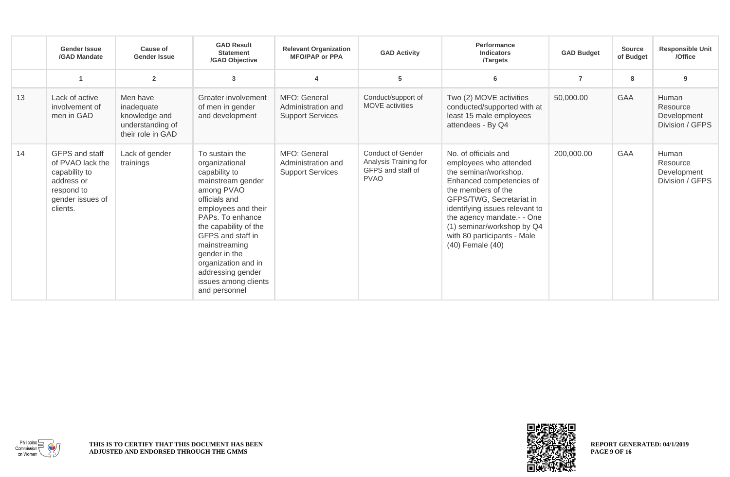| | Gender Issue /GAD Mandate | Cause of Gender Issue | GAD Result Statement /GAD Objective | Relevant Organization MFO/PAP or PPA | GAD Activity | Performance Indicators /Targets | GAD Budget | Source of Budget | Responsible Unit /Office |
|---|---|---|---|---|---|---|---|---|---|
| | 1 | 2 | 3 | 4 | 5 | 6 | 7 | 8 | 9 |
| 13 | Lack of active involvement of men in GAD | Men have inadequate knowledge and understanding of their role in GAD | Greater involvement of men in gender and development | MFO: General Administration and Support Services | Conduct/support of MOVE activities | Two (2) MOVE activities conducted/supported with at least 15 male employees attendees - By Q4 | 50,000.00 | GAA | Human Resource Development Division / GFPS |
| 14 | GFPS and staff of PVAO lack the capability to address or respond to gender issues of clients. | Lack of gender trainings | To sustain the organizational capability to mainstream gender among PVAO officials and employees and their PAPs. To enhance the capability of the GFPS and staff in mainstreaming gender in the organization and in addressing gender issues among clients and personnel | MFO: General Administration and Support Services | Conduct of Gender Analysis Training for GFPS and staff of PVAO | No. of officials and employees who attended the seminar/workshop. Enhanced competencies of the members of the GFPS/TWG, Secretariat in identifying issues relevant to the agency mandate.- - One (1) seminar/workshop by Q4 with 80 participants - Male (40) Female (40) | 200,000.00 | GAA | Human Resource Development Division / GFPS |

THIS IS TO CERTIFY THAT THIS DOCUMENT HAS BEEN ADJUSTED AND ENDORSED THROUGH THE GMMS

REPORT GENERATED: 04/1/2019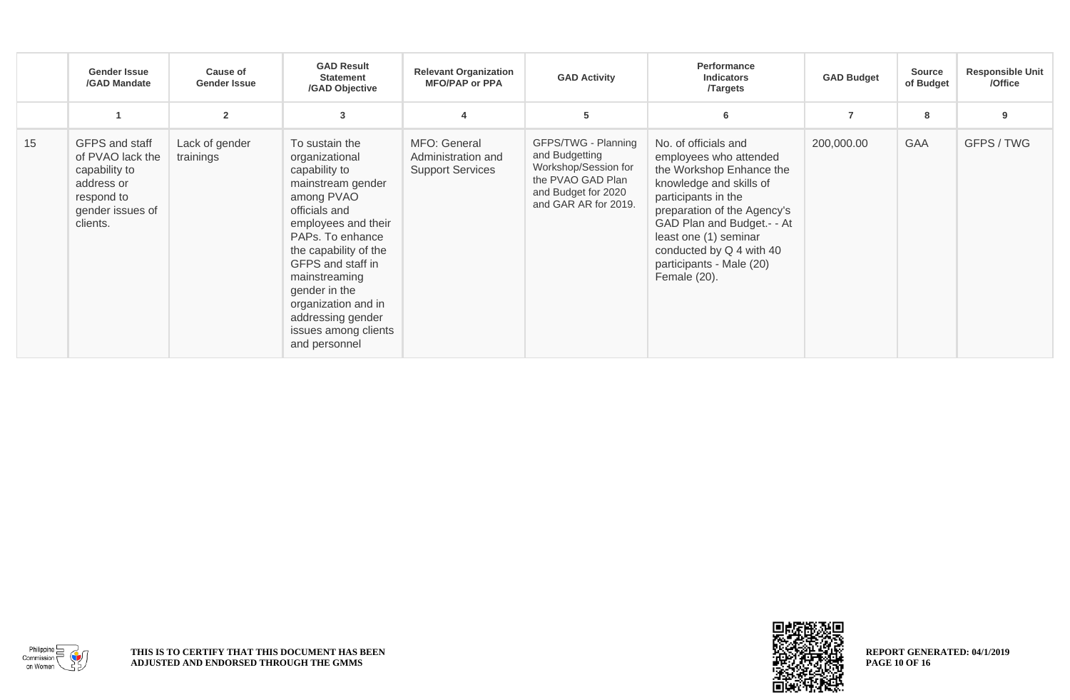| | Gender Issue /GAD Mandate | Cause of Gender Issue | GAD Result Statement /GAD Objective | Relevant Organization MFO/PAP or PPA | GAD Activity | Performance Indicators /Targets | GAD Budget | Source of Budget | Responsible Unit /Office |
|---|---|---|---|---|---|---|---|---|---|
| | 1 | 2 | 3 | 4 | 5 | 6 | 7 | 8 | 9 |
| 15 | GFPS and staff of PVAO lack the capability to address or respond to gender issues of clients. | Lack of gender trainings | To sustain the organizational capability to mainstream gender among PVAO officials and employees and their PAPs. To enhance the capability of the GFPS and staff in mainstreaming gender in the organization and in addressing gender issues among clients and personnel | MFO: General Administration and Support Services | GFPS/TWG - Planning and Budgetting Workshop/Session for the PVAO GAD Plan and Budget for 2020 and GAR AR for 2019. | No. of officials and employees who attended the Workshop Enhance the knowledge and skills of participants in the preparation of the Agency's GAD Plan and Budget.- - At least one (1) seminar conducted by Q 4 with 40 participants - Male (20) Female (20). | 200,000.00 | GAA | GFPS / TWG |

**THIS IS TO CERTIFY THAT THIS DOCUMENT HAS BEEN ADJUSTED AND ENDORSED THROUGH THE GMMS**

**REPORT GENERATED: 04/1/2019**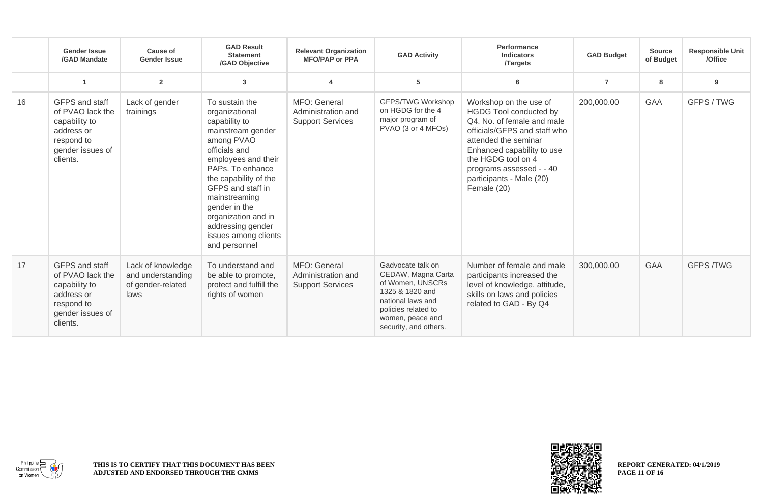| | Gender Issue /GAD Mandate | Cause of Gender Issue | GAD Result Statement /GAD Objective | Relevant Organization MFO/PAP or PPA | GAD Activity | Performance Indicators /Targets | GAD Budget | Source of Budget | Responsible Unit /Office |
|---|---|---|---|---|---|---|---|---|---|
| | 1 | 2 | 3 | 4 | 5 | 6 | 7 | 8 | 9 |
| 16 | GFPS and staff of PVAO lack the capability to address or respond to gender issues of clients. | Lack of gender trainings | To sustain the organizational capability to mainstream gender among PVAO officials and employees and their PAPs. To enhance the capability of the GFPS and staff in mainstreaming gender in the organization and in addressing gender issues among clients and personnel | MFO: General Administration and Support Services | GFPS/TWG Workshop on HGDG for the 4 major program of PVAO (3 or 4 MFOs) | Workshop on the use of HGDG Tool conducted by Q4. No. of female and male officials/GFPS and staff who attended the seminar Enhanced capability to use the HGDG tool on 4 programs assessed - - 40 participants - Male (20) Female (20) | 200,000.00 | GAA | GFPS / TWG |
| 17 | GFPS and staff of PVAO lack the capability to address or respond to gender issues of clients. | Lack of knowledge and understanding of gender-related laws | To understand and be able to promote, protect and fulfill the rights of women | MFO: General Administration and Support Services | Gadvocate talk on CEDAW, Magna Carta of Women, UNSCRs 1325 & 1820 and national laws and policies related to women, peace and security, and others. | Number of female and male participants increased the level of knowledge, attitude, skills on laws and policies related to GAD - By Q4 | 300,000.00 | GAA | GFPS /TWG |

**THIS IS TO CERTIFY THAT THIS DOCUMENT HAS BEEN ADJUSTED AND ENDORSED THROUGH THE GMMS**

**REPORT GENERATED: 04/1/2019**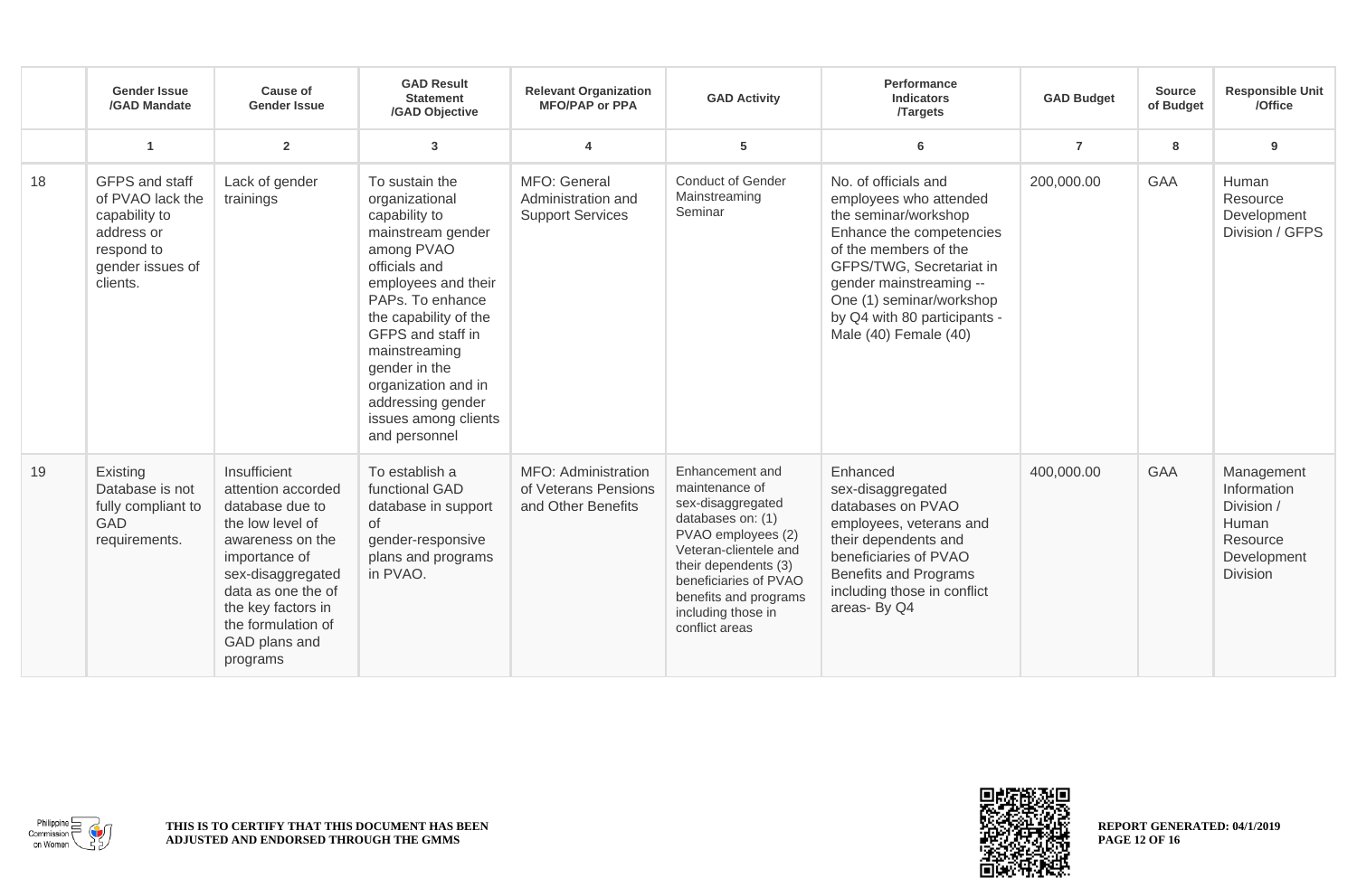| | Gender Issue /GAD Mandate | Cause of Gender Issue | GAD Result Statement /GAD Objective | Relevant Organization MFO/PAP or PPA | GAD Activity | Performance Indicators /Targets | GAD Budget | Source of Budget | Responsible Unit /Office |
|---|---|---|---|---|---|---|---|---|---|
| | 1 | 2 | 3 | 4 | 5 | 6 | 7 | 8 | 9 |
| 18 | GFPS and staff of PVAO lack the capability to address or respond to gender issues of clients. | Lack of gender trainings | To sustain the organizational capability to mainstream gender among PVAO officials and employees and their PAPs. To enhance the capability of the GFPS and staff in mainstreaming gender in the organization and in addressing gender issues among clients and personnel | MFO: General Administration and Support Services | Conduct of Gender Mainstreaming Seminar | No. of officials and employees who attended the seminar/workshop Enhance the competencies of the members of the GFPS/TWG, Secretariat in gender mainstreaming -- One (1) seminar/workshop by Q4 with 80 participants - Male (40) Female (40) | 200,000.00 | GAA | Human Resource Development Division / GFPS |
| 19 | Existing Database is not fully compliant to GAD requirements. | Insufficient attention accorded database due to the low level of awareness on the importance of sex-disaggregated data as one the of the key factors in the formulation of GAD plans and programs | To establish a functional GAD database in support of gender-responsive plans and programs in PVAO. | MFO: Administration of Veterans Pensions and Other Benefits | Enhancement and maintenance of sex-disaggregated databases on: (1) PVAO employees (2) Veteran-clientele and their dependents (3) beneficiaries of PVAO benefits and programs including those in conflict areas | Enhanced sex-disaggregated databases on PVAO employees, veterans and their dependents and beneficiaries of PVAO Benefits and Programs including those in conflict areas- By Q4 | 400,000.00 | GAA | Management Information Division / Human Resource Development Division |

**THIS IS TO CERTIFY THAT THIS DOCUMENT HAS BEEN ADJUSTED AND ENDORSED THROUGH THE GMMS**

**REPORT GENERATED: 04/1/2019**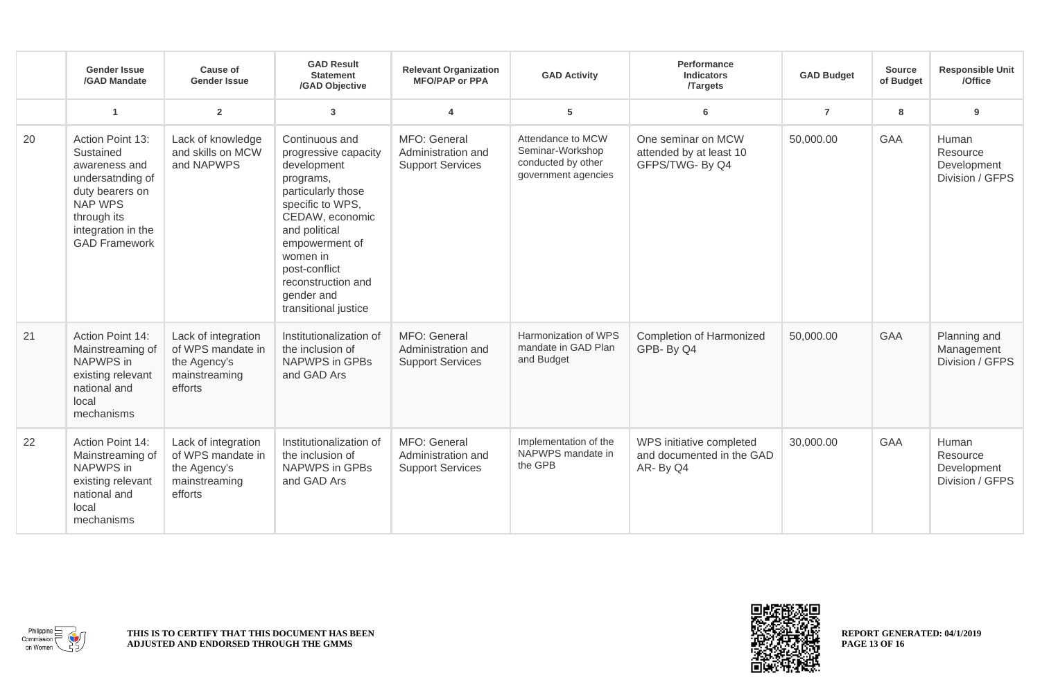| | Gender Issue /GAD Mandate | Cause of Gender Issue | GAD Result Statement /GAD Objective | Relevant Organization MFO/PAP or PPA | GAD Activity | Performance Indicators /Targets | GAD Budget | Source of Budget | Responsible Unit /Office |
|---|---|---|---|---|---|---|---|---|---|
| | 1 | 2 | 3 | 4 | 5 | 6 | 7 | 8 | 9 |
| 20 | Action Point 13: Sustained awareness and undersatnding of duty bearers on NAP WPS through its integration in the GAD Framework | Lack of knowledge and skills on MCW and NAPWPS | Continuous and progressive capacity development programs, particularly those specific to WPS, CEDAW, economic and political empowerment of women in post-conflict reconstruction and gender and transitional justice | MFO: General Administration and Support Services | Attendance to MCW Seminar-Workshop conducted by other government agencies | One seminar on MCW attended by at least 10 GFPS/TWG- By Q4 | 50,000.00 | GAA | Human Resource Development Division / GFPS |
| 21 | Action Point 14: Mainstreaming of NAPWPS in existing relevant national and local mechanisms | Lack of integration of WPS mandate in the Agency's mainstreaming efforts | Institutionalization of the inclusion of NAPWPS in GPBs and GAD Ars | MFO: General Administration and Support Services | Harmonization of WPS mandate in GAD Plan and Budget | Completion of Harmonized GPB- By Q4 | 50,000.00 | GAA | Planning and Management Division / GFPS |
| 22 | Action Point 14: Mainstreaming of NAPWPS in existing relevant national and local mechanisms | Lack of integration of WPS mandate in the Agency's mainstreaming efforts | Institutionalization of the inclusion of NAPWPS in GPBs and GAD Ars | MFO: General Administration and Support Services | Implementation of the NAPWPS mandate in the GPB | WPS initiative completed and documented in the GAD AR- By Q4 | 30,000.00 | GAA | Human Resource Development Division / GFPS |

**THIS IS TO CERTIFY THAT THIS DOCUMENT HAS BEEN ADJUSTED AND ENDORSED THROUGH THE GMMS**

**REPORT GENERATED: 04/1/2019**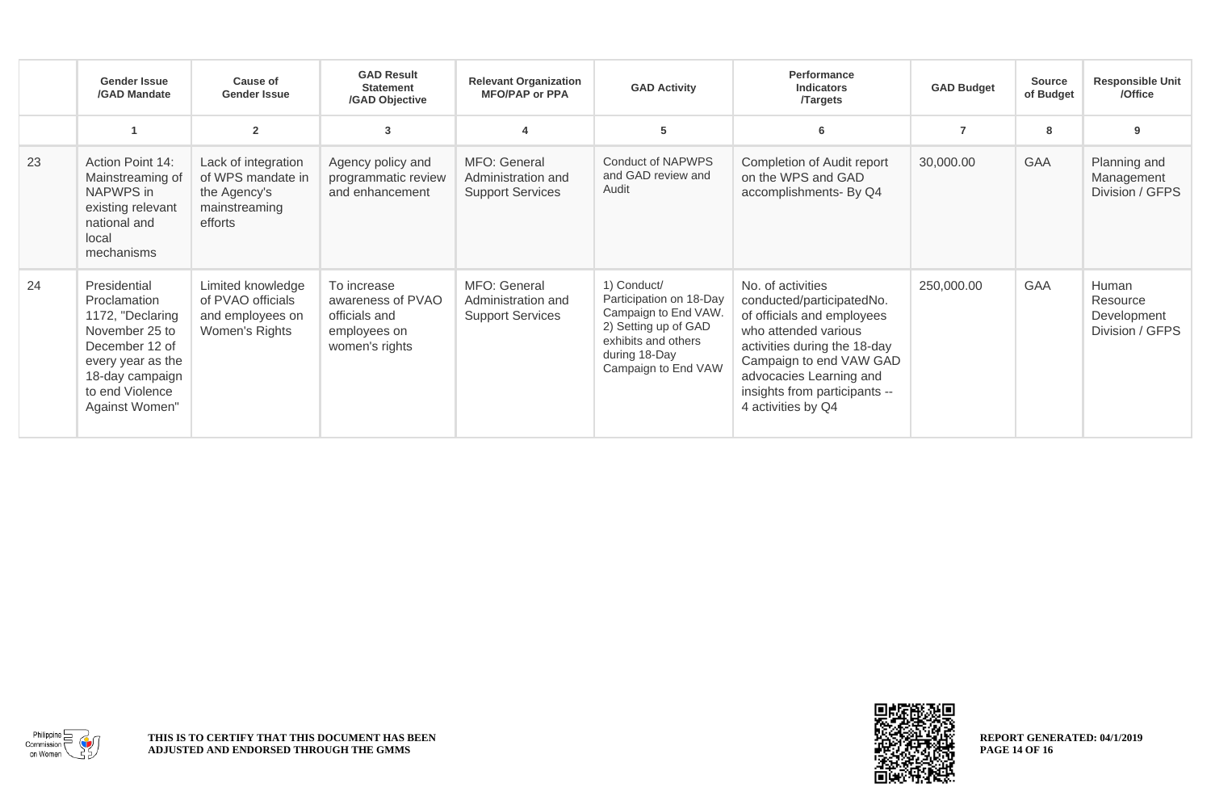| | Gender Issue /GAD Mandate | Cause of Gender Issue | GAD Result Statement /GAD Objective | Relevant Organization MFO/PAP or PPA | GAD Activity | Performance Indicators /Targets | GAD Budget | Source of Budget | Responsible Unit /Office |
|---|---|---|---|---|---|---|---|---|---|
| | 1 | 2 | 3 | 4 | 5 | 6 | 7 | 8 | 9 |
| 23 | Action Point 14: Mainstreaming of NAPWPS in existing relevant national and local mechanisms | Lack of integration of WPS mandate in the Agency's mainstreaming efforts | Agency policy and programmatic review and enhancement | MFO: General Administration and Support Services | Conduct of NAPWPS and GAD review and Audit | Completion of Audit report on the WPS and GAD accomplishments- By Q4 | 30,000.00 | GAA | Planning and Management Division / GFPS |
| 24 | Presidential Proclamation 1172, "Declaring November 25 to December 12 of every year as the 18-day campaign to end Violence Against Women" | Limited knowledge of PVAO officials and employees on Women's Rights | To increase awareness of PVAO officials and employees on women's rights | MFO: General Administration and Support Services | 1) Conduct/ Participation on 18-Day Campaign to End VAW. 2) Setting up of GAD exhibits and others during 18-Day Campaign to End VAW | No. of activities conducted/participatedNo. of officials and employees who attended various activities during the 18-day Campaign to end VAW GAD advocacies Learning and insights from participants -- 4 activities by Q4 | 250,000.00 | GAA | Human Resource Development Division / GFPS |

THIS IS TO CERTIFY THAT THIS DOCUMENT HAS BEEN ADJUSTED AND ENDORSED THROUGH THE GMMS

REPORT GENERATED: 04/1/2019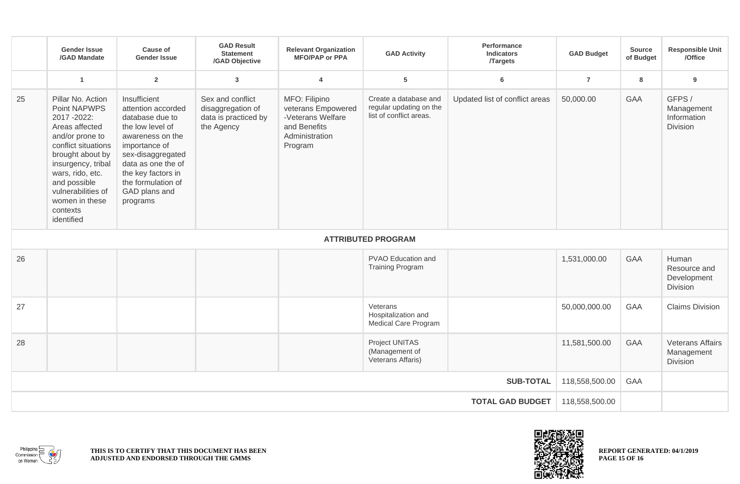| | Gender Issue /GAD Mandate | Cause of Gender Issue | GAD Result Statement /GAD Objective | Relevant Organization MFO/PAP or PPA | GAD Activity | Performance Indicators /Targets | GAD Budget | Source of Budget | Responsible Unit /Office |
|---|---|---|---|---|---|---|---|---|---|
| | 1 | 2 | 3 | 4 | 5 | 6 | 7 | 8 | 9 |
| 25 | Pillar No. Action Point NAPWPS 2017 -2022: Areas affected and/or prone to conflict situations brought about by insurgency, tribal wars, rido, etc. and possible vulnerabilities of women in these contexts identified | Insufficient attention accorded database due to the low level of awareness on the importance of sex-disaggregated data as one the of the key factors in the formulation of GAD plans and programs | Sex and conflict disaggregation of data is practiced by the Agency | MFO: Filipino veterans Empowered -Veterans Welfare and Benefits Administration Program | Create a database and regular updating on the list of conflict areas. | Updated list of conflict areas | 50,000.00 | GAA | GFPS / Management Information Division |
| **ATTRIBUTED PROGRAM** | | | | | | | | | |
| 26 | | | | | PVAO Education and Training Program | | 1,531,000.00 | GAA | Human Resource and Development Division |
| 27 | | | | | Veterans Hospitalization and Medical Care Program | | 50,000,000.00 | GAA | Claims Division |
| 28 | | | | | Project UNITAS (Management of Veterans Affaris) | | 11,581,500.00 | GAA | Veterans Affairs Management Division |
| | | | | | | **SUB-TOTAL** | 118,558,500.00 | GAA | |
| | | | | | | **TOTAL GAD BUDGET** | 118,558,500.00 | | |

**THIS IS TO CERTIFY THAT THIS DOCUMENT HAS BEEN ADJUSTED AND ENDORSED THROUGH THE GMMS**

**REPORT GENERATED: 04/1/2019**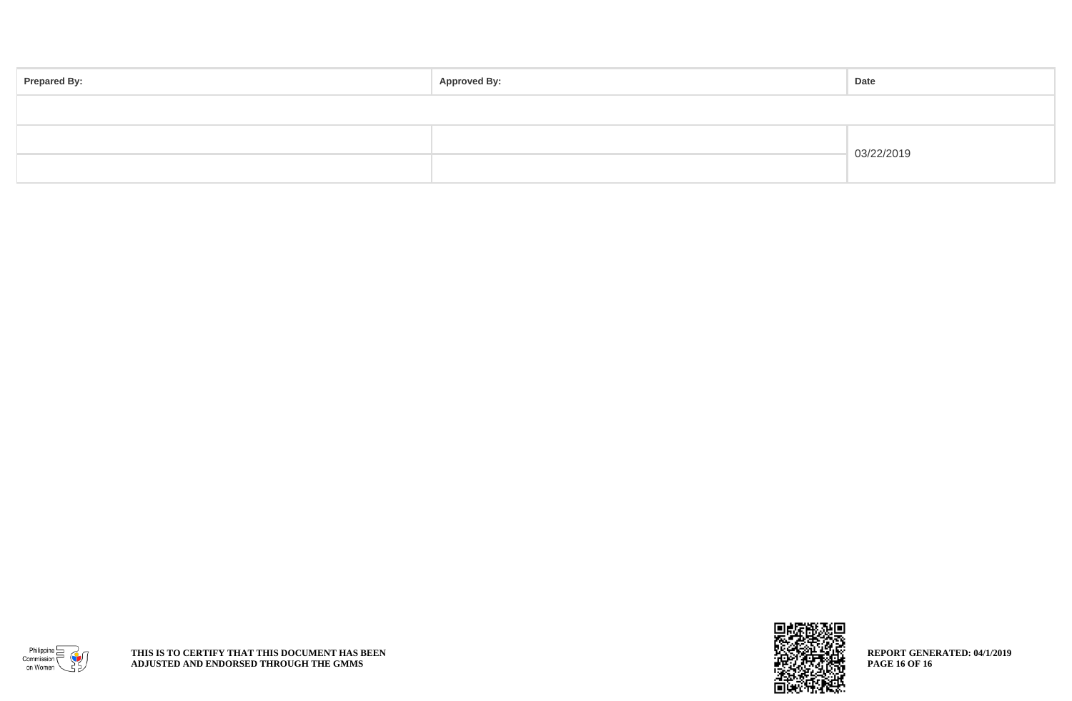| Prepared By: | Approved By: | Date |
|---|---|---|
| | | |
| | | 03/22/2019 |
| | | |

THIS IS TO CERTIFY THAT THIS DOCUMENT HAS BEEN ADJUSTED AND ENDORSED THROUGH THE GMMS

REPORT GENERATED: 04/1/2019